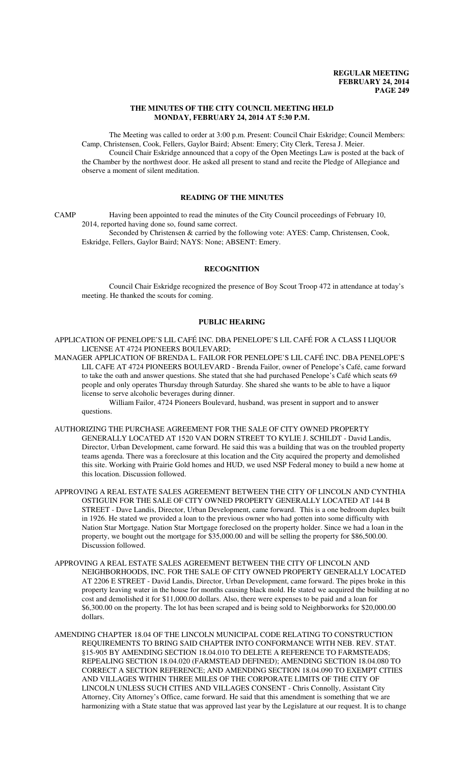**THE MINUTES OF THE CITY COUNCIL MEETING HELD MONDAY, FEBRUARY 24, 2014 AT 5:30 P.M.**

The Meeting was called to order at 3:00 p.m. Present: Council Chair Eskridge; Council Members: Camp, Christensen, Cook, Fellers, Gaylor Baird; Absent: Emery; City Clerk, Teresa J. Meier.

Council Chair Eskridge announced that a copy of the Open Meetings Law is posted at the back of the Chamber by the northwest door. He asked all present to stand and recite the Pledge of Allegiance and observe a moment of silent meditation.

## READING OF THE MINUTES

CAMP Having been appointed to read the minutes of the City Council proceedings of February 10, 2014, reported having done so, found same correct.

Seconded by Christensen & carried by the following vote: AYES: Camp, Christensen, Cook, Eskridge, Fellers, Gaylor Baird; NAYS: None; ABSENT: Emery.

## RECOGNITION

Council Chair Eskridge recognized the presence of Boy Scout Troop 472 in attendance at today's meeting. He thanked the scouts for coming.

## PUBLIC HEARING

APPLICATION OF PENELOPE'S LIL CAFÉ INC. DBA PENELOPE'S LIL CAFÉ FOR A CLASS I LIQUOR LICENSE AT 4724 PIONEERS BOULEVARD;

MANAGER APPLICATION OF BRENDA L. FAILOR FOR PENELOPE'S LIL CAFÉ INC. DBA PENELOPE'S LIL CAFE AT 4724 PIONEERS BOULEVARD - Brenda Failor, owner of Penelope's Café, came forward to take the oath and answer questions. She stated that she had purchased Penelope's Café which seats 69 people and only operates Thursday through Saturday. She shared she wants to be able to have a liquor license to serve alcoholic beverages during dinner.

William Failor, 4724 Pioneers Boulevard, husband, was present in support and to answer questions.

AUTHORIZING THE PURCHASE AGREEMENT FOR THE SALE OF CITY OWNED PROPERTY GENERALLY LOCATED AT 1520 VAN DORN STREET TO KYLIE J. SCHILDT - David Landis, Director, Urban Development, came forward. He said this was a building that was on the troubled property teams agenda. There was a foreclosure at this location and the City acquired the property and demolished this site. Working with Prairie Gold homes and HUD, we used NSP Federal money to build a new home at this location. Discussion followed.

APPROVING A REAL ESTATE SALES AGREEMENT BETWEEN THE CITY OF LINCOLN AND CYNTHIA OSTIGUIN FOR THE SALE OF CITY OWNED PROPERTY GENERALLY LOCATED AT 144 B STREET - Dave Landis, Director, Urban Development, came forward. This is a one bedroom duplex built in 1926. He stated we provided a loan to the previous owner who had gotten into some difficulty with Nation Star Mortgage. Nation Star Mortgage foreclosed on the property holder. Since we had a loan in the property, we bought out the mortgage for $35,000.00 and will be selling the property for $86,500.00. Discussion followed.

APPROVING A REAL ESTATE SALES AGREEMENT BETWEEN THE CITY OF LINCOLN AND NEIGHBORHOODS, INC. FOR THE SALE OF CITY OWNED PROPERTY GENERALLY LOCATED AT 2206 E STREET - David Landis, Director, Urban Development, came forward. The pipes broke in this property leaving water in the house for months causing black mold. He stated we acquired the building at no cost and demolished it for $11,000.00 dollars. Also, there were expenses to be paid and a loan for $6,300.00 on the property. The lot has been scraped and is being sold to Neighborworks for $20,000.00 dollars.

AMENDING CHAPTER 18.04 OF THE LINCOLN MUNICIPAL CODE RELATING TO CONSTRUCTION REQUIREMENTS TO BRING SAID CHAPTER INTO CONFORMANCE WITH NEB. REV. STAT. §15-905 BY AMENDING SECTION 18.04.010 TO DELETE A REFERENCE TO FARMSTEADS; REPEALING SECTION 18.04.020 (FARMSTEAD DEFINED); AMENDING SECTION 18.04.080 TO CORRECT A SECTION REFERENCE; AND AMENDING SECTION 18.04.090 TO EXEMPT CITIES AND VILLAGES WITHIN THREE MILES OF THE CORPORATE LIMITS OF THE CITY OF LINCOLN UNLESS SUCH CITIES AND VILLAGES CONSENT - Chris Connolly, Assistant City Attorney, City Attorney's Office, came forward. He said that this amendment is something that we are harmonizing with a State statue that was approved last year by the Legislature at our request. It is to change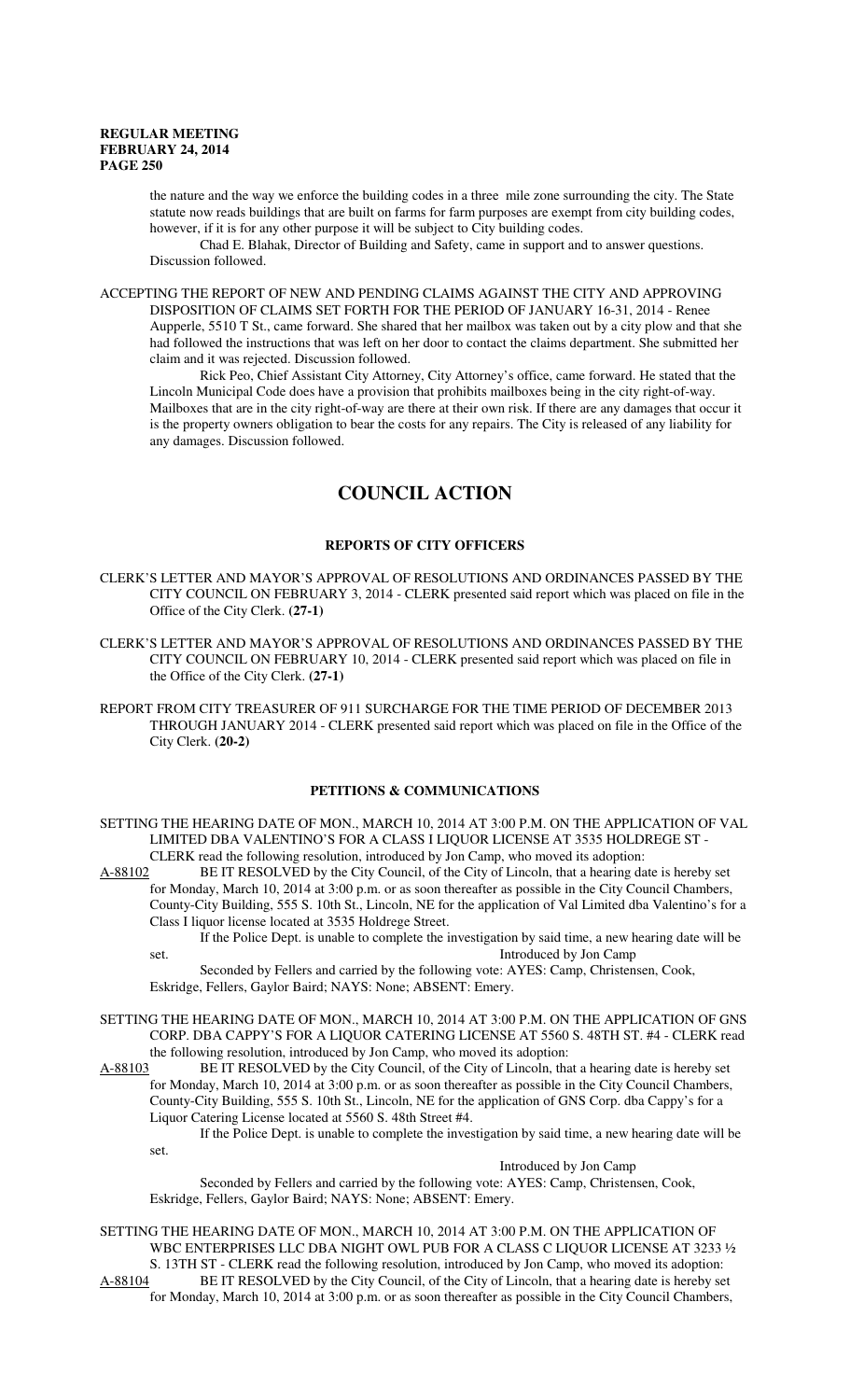the nature and the way we enforce the building codes in a three mile zone surrounding the city. The State statute now reads buildings that are built on farms for farm purposes are exempt from city building codes, however, if it is for any other purpose it will be subject to City building codes.

Chad E. Blahak, Director of Building and Safety, came in support and to answer questions. Discussion followed.

ACCEPTING THE REPORT OF NEW AND PENDING CLAIMS AGAINST THE CITY AND APPROVING DISPOSITION OF CLAIMS SET FORTH FOR THE PERIOD OF JANUARY 16-31, 2014 - Renee Aupperle, 5510 T St., came forward. She shared that her mailbox was taken out by a city plow and that she had followed the instructions that was left on her door to contact the claims department. She submitted her claim and it was rejected. Discussion followed.

Rick Peo, Chief Assistant City Attorney, City Attorney's office, came forward. He stated that the Lincoln Municipal Code does have a provision that prohibits mailboxes being in the city right-of-way. Mailboxes that are in the city right-of-way are there at their own risk. If there are any damages that occur it is the property owners obligation to bear the costs for any repairs. The City is released of any liability for any damages. Discussion followed.

# COUNCIL ACTION

## REPORTS OF CITY OFFICERS

CLERK'S LETTER AND MAYOR'S APPROVAL OF RESOLUTIONS AND ORDINANCES PASSED BY THE CITY COUNCIL ON FEBRUARY 3, 2014 - CLERK presented said report which was placed on file in the Office of the City Clerk. **(27-1)**

CLERK'S LETTER AND MAYOR'S APPROVAL OF RESOLUTIONS AND ORDINANCES PASSED BY THE CITY COUNCIL ON FEBRUARY 10, 2014 - CLERK presented said report which was placed on file in the Office of the City Clerk. **(27-1)**

REPORT FROM CITY TREASURER OF 911 SURCHARGE FOR THE TIME PERIOD OF DECEMBER 2013 THROUGH JANUARY 2014 - CLERK presented said report which was placed on file in the Office of the City Clerk. **(20-2)**

## PETITIONS & COMMUNICATIONS

SETTING THE HEARING DATE OF MON., MARCH 10, 2014 AT 3:00 P.M. ON THE APPLICATION OF VAL LIMITED DBA VALENTINO'S FOR A CLASS I LIQUOR LICENSE AT 3535 HOLDREGE ST - CLERK read the following resolution, introduced by Jon Camp, who moved its adoption:

A-88102 BE IT RESOLVED by the City Council, of the City of Lincoln, that a hearing date is hereby set for Monday, March 10, 2014 at 3:00 p.m. or as soon thereafter as possible in the City Council Chambers, County-City Building, 555 S. 10th St., Lincoln, NE for the application of Val Limited dba Valentino's for a Class I liquor license located at 3535 Holdrege Street.

If the Police Dept. is unable to complete the investigation by said time, a new hearing date will be set. Introduced by Jon Camp

Seconded by Fellers and carried by the following vote: AYES: Camp, Christensen, Cook, Eskridge, Fellers, Gaylor Baird; NAYS: None; ABSENT: Emery.

SETTING THE HEARING DATE OF MON., MARCH 10, 2014 AT 3:00 P.M. ON THE APPLICATION OF GNS CORP. DBA CAPPY'S FOR A LIQUOR CATERING LICENSE AT 5560 S. 48TH ST. #4 - CLERK read the following resolution, introduced by Jon Camp, who moved its adoption:

A-88103 BE IT RESOLVED by the City Council, of the City of Lincoln, that a hearing date is hereby set for Monday, March 10, 2014 at 3:00 p.m. or as soon thereafter as possible in the City Council Chambers, County-City Building, 555 S. 10th St., Lincoln, NE for the application of GNS Corp. dba Cappy's for a Liquor Catering License located at 5560 S. 48th Street #4.

If the Police Dept. is unable to complete the investigation by said time, a new hearing date will be set.

Introduced by Jon Camp

Seconded by Fellers and carried by the following vote: AYES: Camp, Christensen, Cook, Eskridge, Fellers, Gaylor Baird; NAYS: None; ABSENT: Emery.

SETTING THE HEARING DATE OF MON., MARCH 10, 2014 AT 3:00 P.M. ON THE APPLICATION OF WBC ENTERPRISES LLC DBA NIGHT OWL PUB FOR A CLASS C LIQUOR LICENSE AT 3233 ½ S. 13TH ST - CLERK read the following resolution, introduced by Jon Camp, who moved its adoption:

A-88104 BE IT RESOLVED by the City Council, of the City of Lincoln, that a hearing date is hereby set for Monday, March 10, 2014 at 3:00 p.m. or as soon thereafter as possible in the City Council Chambers,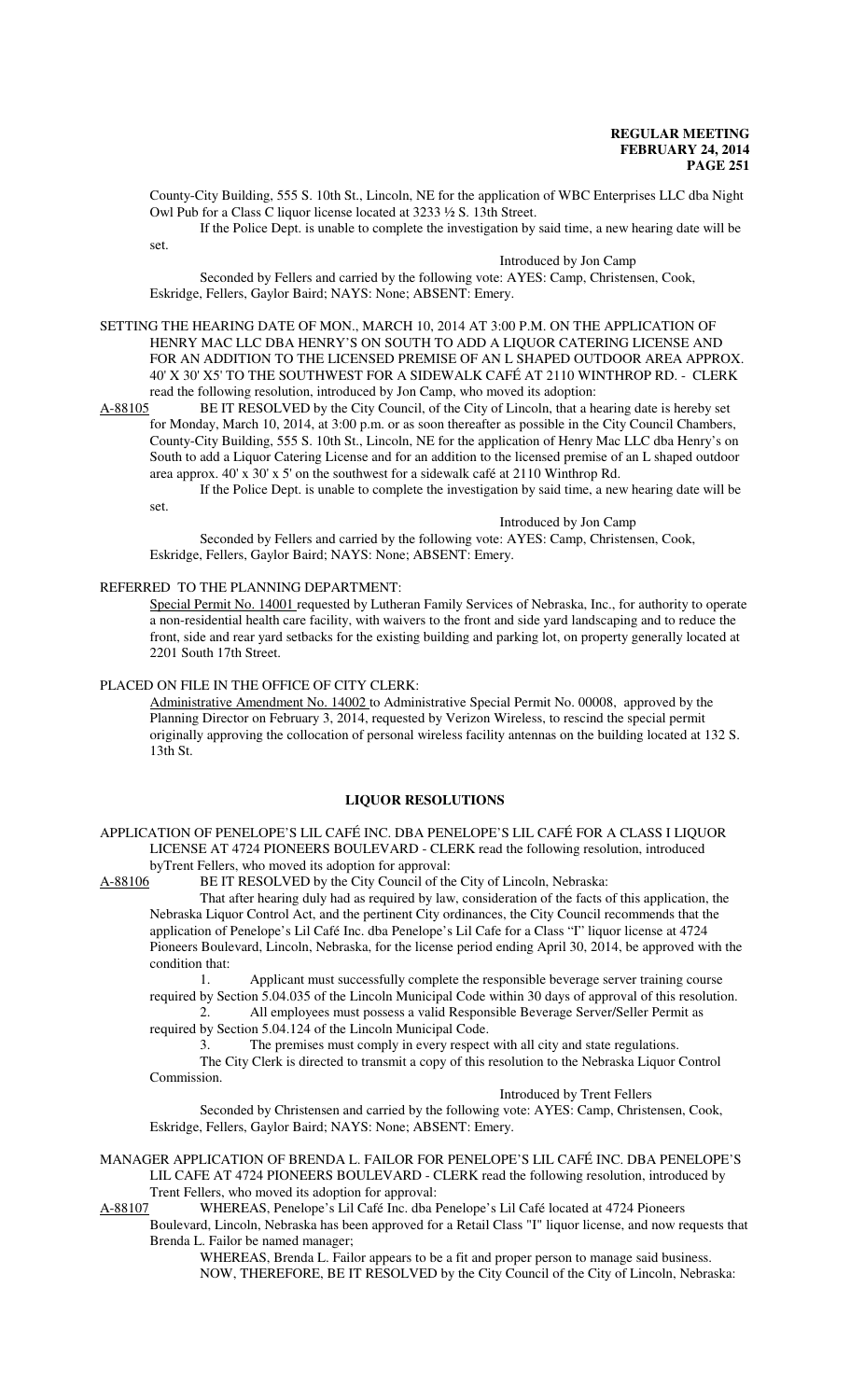County-City Building, 555 S. 10th St., Lincoln, NE for the application of WBC Enterprises LLC dba Night Owl Pub for a Class C liquor license located at 3233 ½ S. 13th Street.

If the Police Dept. is unable to complete the investigation by said time, a new hearing date will be set.

Introduced by Jon Camp

Seconded by Fellers and carried by the following vote: AYES: Camp, Christensen, Cook, Eskridge, Fellers, Gaylor Baird; NAYS: None; ABSENT: Emery.

SETTING THE HEARING DATE OF MON., MARCH 10, 2014 AT 3:00 P.M. ON THE APPLICATION OF HENRY MAC LLC DBA HENRY'S ON SOUTH TO ADD A LIQUOR CATERING LICENSE AND FOR AN ADDITION TO THE LICENSED PREMISE OF AN L SHAPED OUTDOOR AREA APPROX. 40' X 30' X5' TO THE SOUTHWEST FOR A SIDEWALK CAFÉ AT 2110 WINTHROP RD. - CLERK read the following resolution, introduced by Jon Camp, who moved its adoption:

A-88105 BE IT RESOLVED by the City Council, of the City of Lincoln, that a hearing date is hereby set for Monday, March 10, 2014, at 3:00 p.m. or as soon thereafter as possible in the City Council Chambers, County-City Building, 555 S. 10th St., Lincoln, NE for the application of Henry Mac LLC dba Henry's on South to add a Liquor Catering License and for an addition to the licensed premise of an L shaped outdoor area approx. 40' x 30' x 5' on the southwest for a sidewalk café at 2110 Winthrop Rd.

If the Police Dept. is unable to complete the investigation by said time, a new hearing date will be set.

Introduced by Jon Camp

Seconded by Fellers and carried by the following vote: AYES: Camp, Christensen, Cook, Eskridge, Fellers, Gaylor Baird; NAYS: None; ABSENT: Emery.

REFERRED TO THE PLANNING DEPARTMENT:

Special Permit No. 14001 requested by Lutheran Family Services of Nebraska, Inc., for authority to operate a non-residential health care facility, with waivers to the front and side yard landscaping and to reduce the front, side and rear yard setbacks for the existing building and parking lot, on property generally located at 2201 South 17th Street.

PLACED ON FILE IN THE OFFICE OF CITY CLERK:

Administrative Amendment No. 14002 to Administrative Special Permit No. 00008, approved by the Planning Director on February 3, 2014, requested by Verizon Wireless, to rescind the special permit originally approving the collocation of personal wireless facility antennas on the building located at 132 S. 13th St.

## LIQUOR RESOLUTIONS

APPLICATION OF PENELOPE'S LIL CAFÉ INC. DBA PENELOPE'S LIL CAFÉ FOR A CLASS I LIQUOR LICENSE AT 4724 PIONEERS BOULEVARD - CLERK read the following resolution, introduced byTrent Fellers, who moved its adoption for approval:

A-88106 BE IT RESOLVED by the City Council of the City of Lincoln, Nebraska:

That after hearing duly had as required by law, consideration of the facts of this application, the Nebraska Liquor Control Act, and the pertinent City ordinances, the City Council recommends that the application of Penelope's Lil Café Inc. dba Penelope's Lil Cafe for a Class "I" liquor license at 4724 Pioneers Boulevard, Lincoln, Nebraska, for the license period ending April 30, 2014, be approved with the condition that:

1. Applicant must successfully complete the responsible beverage server training course required by Section 5.04.035 of the Lincoln Municipal Code within 30 days of approval of this resolution.
2. All employees must possess a valid Responsible Beverage Server/Seller Permit as required by Section 5.04.124 of the Lincoln Municipal Code.
3. The premises must comply in every respect with all city and state regulations.

The City Clerk is directed to transmit a copy of this resolution to the Nebraska Liquor Control Commission.

Introduced by Trent Fellers

Seconded by Christensen and carried by the following vote: AYES: Camp, Christensen, Cook, Eskridge, Fellers, Gaylor Baird; NAYS: None; ABSENT: Emery.

MANAGER APPLICATION OF BRENDA L. FAILOR FOR PENELOPE'S LIL CAFÉ INC. DBA PENELOPE'S LIL CAFE AT 4724 PIONEERS BOULEVARD - CLERK read the following resolution, introduced by Trent Fellers, who moved its adoption for approval:

A-88107 WHEREAS, Penelope's Lil Café Inc. dba Penelope's Lil Café located at 4724 Pioneers Boulevard, Lincoln, Nebraska has been approved for a Retail Class "I" liquor license, and now requests that Brenda L. Failor be named manager;

WHEREAS, Brenda L. Failor appears to be a fit and proper person to manage said business.

NOW, THEREFORE, BE IT RESOLVED by the City Council of the City of Lincoln, Nebraska: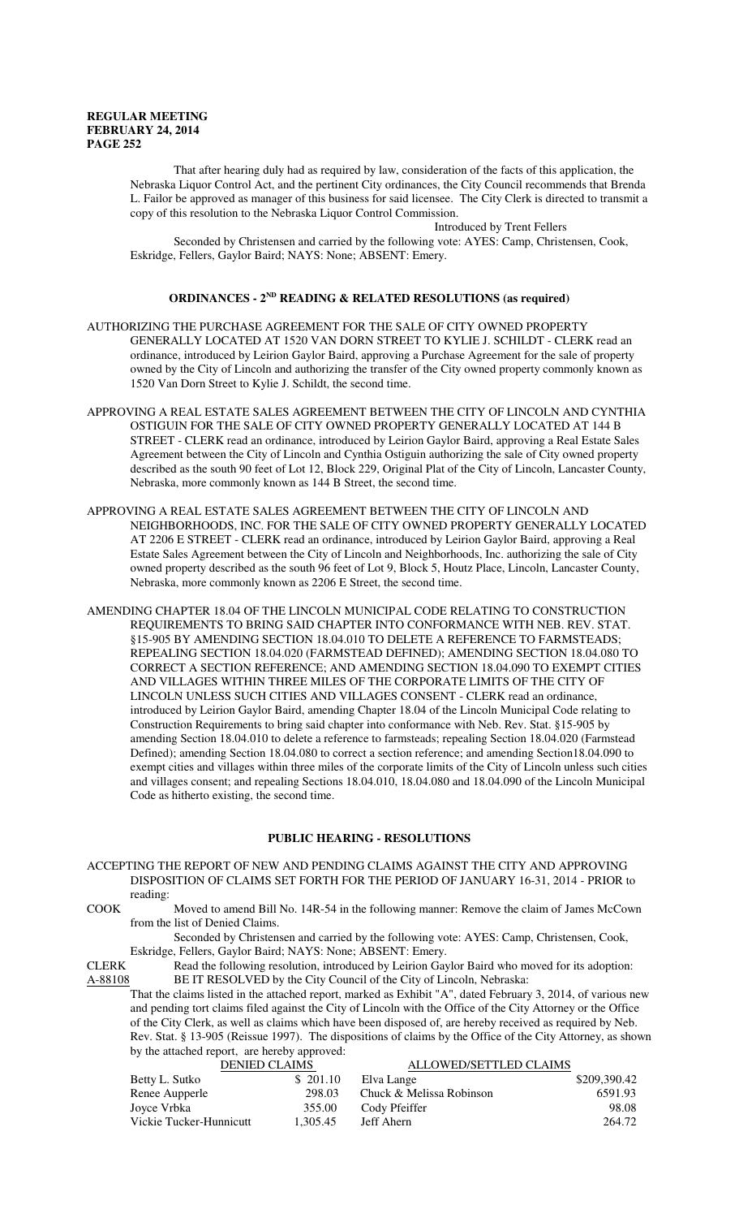That after hearing duly had as required by law, consideration of the facts of this application, the Nebraska Liquor Control Act, and the pertinent City ordinances, the City Council recommends that Brenda L. Failor be approved as manager of this business for said licensee. The City Clerk is directed to transmit a copy of this resolution to the Nebraska Liquor Control Commission.

Introduced by Trent Fellers

Seconded by Christensen and carried by the following vote: AYES: Camp, Christensen, Cook, Eskridge, Fellers, Gaylor Baird; NAYS: None; ABSENT: Emery.

## ORDINANCES - 2ND READING & RELATED RESOLUTIONS (as required)

AUTHORIZING THE PURCHASE AGREEMENT FOR THE SALE OF CITY OWNED PROPERTY GENERALLY LOCATED AT 1520 VAN DORN STREET TO KYLIE J. SCHILDT - CLERK read an ordinance, introduced by Leirion Gaylor Baird, approving a Purchase Agreement for the sale of property owned by the City of Lincoln and authorizing the transfer of the City owned property commonly known as 1520 Van Dorn Street to Kylie J. Schildt, the second time.

APPROVING A REAL ESTATE SALES AGREEMENT BETWEEN THE CITY OF LINCOLN AND CYNTHIA OSTIGUIN FOR THE SALE OF CITY OWNED PROPERTY GENERALLY LOCATED AT 144 B STREET - CLERK read an ordinance, introduced by Leirion Gaylor Baird, approving a Real Estate Sales Agreement between the City of Lincoln and Cynthia Ostiguin authorizing the sale of City owned property described as the south 90 feet of Lot 12, Block 229, Original Plat of the City of Lincoln, Lancaster County, Nebraska, more commonly known as 144 B Street, the second time.

APPROVING A REAL ESTATE SALES AGREEMENT BETWEEN THE CITY OF LINCOLN AND NEIGHBORHOODS, INC. FOR THE SALE OF CITY OWNED PROPERTY GENERALLY LOCATED AT 2206 E STREET - CLERK read an ordinance, introduced by Leirion Gaylor Baird, approving a Real Estate Sales Agreement between the City of Lincoln and Neighborhoods, Inc. authorizing the sale of City owned property described as the south 96 feet of Lot 9, Block 5, Houtz Place, Lincoln, Lancaster County, Nebraska, more commonly known as 2206 E Street, the second time.

AMENDING CHAPTER 18.04 OF THE LINCOLN MUNICIPAL CODE RELATING TO CONSTRUCTION REQUIREMENTS TO BRING SAID CHAPTER INTO CONFORMANCE WITH NEB. REV. STAT. §15-905 BY AMENDING SECTION 18.04.010 TO DELETE A REFERENCE TO FARMSTEADS; REPEALING SECTION 18.04.020 (FARMSTEAD DEFINED); AMENDING SECTION 18.04.080 TO CORRECT A SECTION REFERENCE; AND AMENDING SECTION 18.04.090 TO EXEMPT CITIES AND VILLAGES WITHIN THREE MILES OF THE CORPORATE LIMITS OF THE CITY OF LINCOLN UNLESS SUCH CITIES AND VILLAGES CONSENT - CLERK read an ordinance, introduced by Leirion Gaylor Baird, amending Chapter 18.04 of the Lincoln Municipal Code relating to Construction Requirements to bring said chapter into conformance with Neb. Rev. Stat. §15-905 by amending Section 18.04.010 to delete a reference to farmsteads; repealing Section 18.04.020 (Farmstead Defined); amending Section 18.04.080 to correct a section reference; and amending Section18.04.090 to exempt cities and villages within three miles of the corporate limits of the City of Lincoln unless such cities and villages consent; and repealing Sections 18.04.010, 18.04.080 and 18.04.090 of the Lincoln Municipal Code as hitherto existing, the second time.

## PUBLIC HEARING - RESOLUTIONS

ACCEPTING THE REPORT OF NEW AND PENDING CLAIMS AGAINST THE CITY AND APPROVING DISPOSITION OF CLAIMS SET FORTH FOR THE PERIOD OF JANUARY 16-31, 2014 - PRIOR to reading:

COOK Moved to amend Bill No. 14R-54 in the following manner: Remove the claim of James McCown from the list of Denied Claims.

Seconded by Christensen and carried by the following vote: AYES: Camp, Christensen, Cook, Eskridge, Fellers, Gaylor Baird; NAYS: None; ABSENT: Emery.

CLERK Read the following resolution, introduced by Leirion Gaylor Baird who moved for its adoption:

A-88108 BE IT RESOLVED by the City Council of the City of Lincoln, Nebraska:

That the claims listed in the attached report, marked as Exhibit "A", dated February 3, 2014, of various new and pending tort claims filed against the City of Lincoln with the Office of the City Attorney or the Office of the City Clerk, as well as claims which have been disposed of, are hereby received as required by Neb. Rev. Stat. § 13-905 (Reissue 1997). The dispositions of claims by the Office of the City Attorney, as shown by the attached report, are hereby approved:

| DENIED CLAIMS | | ALLOWED/SETTLED CLAIMS | |
|---|---|---|---|
| Betty L. Sutko | $ 201.10 | Elva Lange | $209,390.42 |
| Renee Aupperle | 298.03 | Chuck & Melissa Robinson | 6591.93 |
| Joyce Vrbka | 355.00 | Cody Pfeiffer | 98.08 |
| Vickie Tucker-Hunnicutt | 1,305.45 | Jeff Ahern | 264.72 |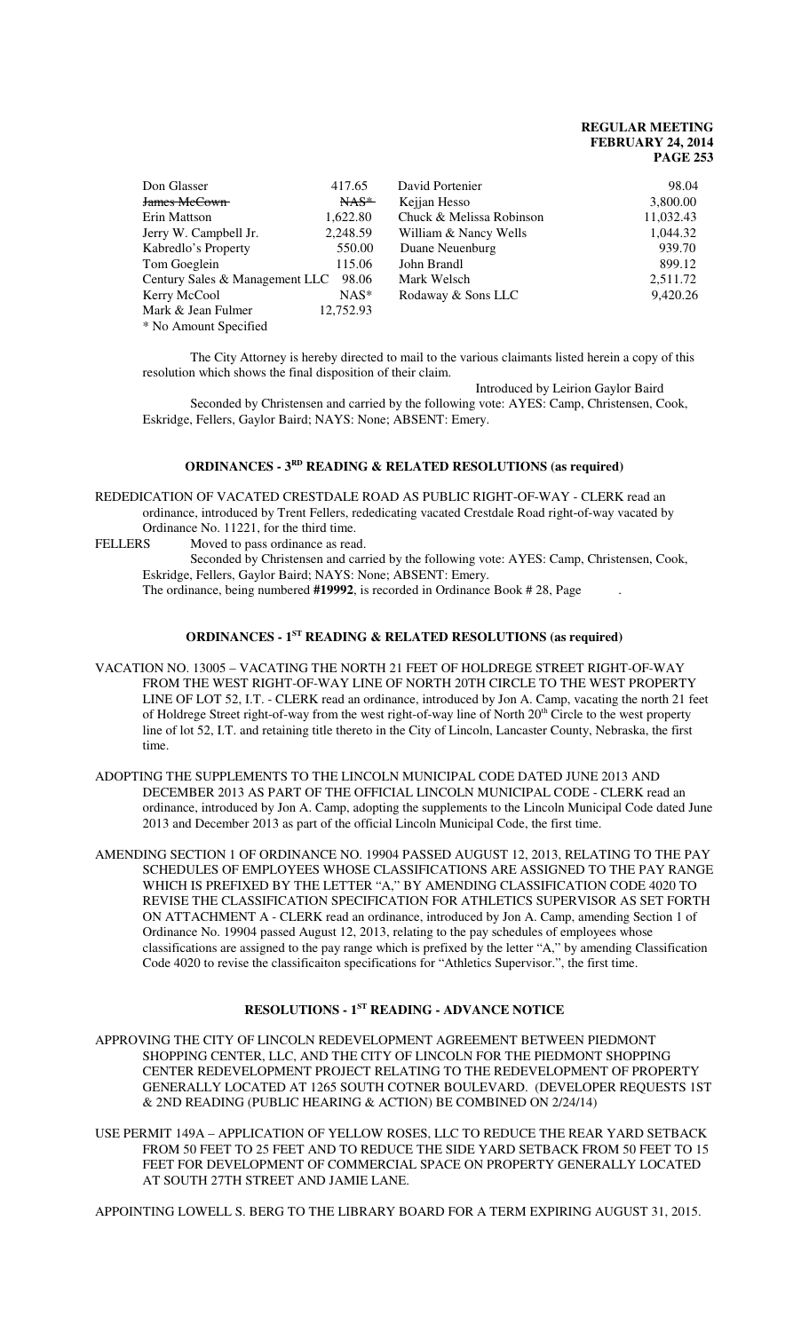| | | | |
|---|---|---|---|
| Don Glasser | 417.65 | David Portenier | 98.04 |
| ~~James McCown~~ | ~~NAS*~~ | Kejjan Hesso | 3,800.00 |
| Erin Mattson | 1,622.80 | Chuck & Melissa Robinson | 11,032.43 |
| Jerry W. Campbell Jr. | 2,248.59 | William & Nancy Wells | 1,044.32 |
| Kabredlo's Property | 550.00 | Duane Neuenburg | 939.70 |
| Tom Goeglein | 115.06 | John Brandl | 899.12 |
| Century Sales & Management LLC | 98.06 | Mark Welsch | 2,511.72 |
| Kerry McCool | NAS* | Rodaway & Sons LLC | 9,420.26 |
| Mark & Jean Fulmer | 12,752.93 | | |

\* No Amount Specified

The City Attorney is hereby directed to mail to the various claimants listed herein a copy of this resolution which shows the final disposition of their claim.

Introduced by Leirion Gaylor Baird

Seconded by Christensen and carried by the following vote: AYES: Camp, Christensen, Cook, Eskridge, Fellers, Gaylor Baird; NAYS: None; ABSENT: Emery.

## ORDINANCES - 3RD READING & RELATED RESOLUTIONS (as required)

REDEDICATION OF VACATED CRESTDALE ROAD AS PUBLIC RIGHT-OF-WAY - CLERK read an ordinance, introduced by Trent Fellers, rededicating vacated Crestdale Road right-of-way vacated by Ordinance No. 11221, for the third time.

FELLERS Moved to pass ordinance as read.

Seconded by Christensen and carried by the following vote: AYES: Camp, Christensen, Cook, Eskridge, Fellers, Gaylor Baird; NAYS: None; ABSENT: Emery.

The ordinance, being numbered **#19992**, is recorded in Ordinance Book # 28, Page .

## ORDINANCES - 1ST READING & RELATED RESOLUTIONS (as required)

VACATION NO. 13005 – VACATING THE NORTH 21 FEET OF HOLDREGE STREET RIGHT-OF-WAY FROM THE WEST RIGHT-OF-WAY LINE OF NORTH 20TH CIRCLE TO THE WEST PROPERTY LINE OF LOT 52, I.T. - CLERK read an ordinance, introduced by Jon A. Camp, vacating the north 21 feet of Holdrege Street right-of-way from the west right-of-way line of North 20th Circle to the west property line of lot 52, I.T. and retaining title thereto in the City of Lincoln, Lancaster County, Nebraska, the first time.

ADOPTING THE SUPPLEMENTS TO THE LINCOLN MUNICIPAL CODE DATED JUNE 2013 AND DECEMBER 2013 AS PART OF THE OFFICIAL LINCOLN MUNICIPAL CODE - CLERK read an ordinance, introduced by Jon A. Camp, adopting the supplements to the Lincoln Municipal Code dated June 2013 and December 2013 as part of the official Lincoln Municipal Code, the first time.

AMENDING SECTION 1 OF ORDINANCE NO. 19904 PASSED AUGUST 12, 2013, RELATING TO THE PAY SCHEDULES OF EMPLOYEES WHOSE CLASSIFICATIONS ARE ASSIGNED TO THE PAY RANGE WHICH IS PREFIXED BY THE LETTER "A," BY AMENDING CLASSIFICATION CODE 4020 TO REVISE THE CLASSIFICATION SPECIFICATION FOR ATHLETICS SUPERVISOR AS SET FORTH ON ATTACHMENT A - CLERK read an ordinance, introduced by Jon A. Camp, amending Section 1 of Ordinance No. 19904 passed August 12, 2013, relating to the pay schedules of employees whose classifications are assigned to the pay range which is prefixed by the letter "A," by amending Classification Code 4020 to revise the classificaiton specifications for "Athletics Supervisor.", the first time.

## RESOLUTIONS - 1ST READING - ADVANCE NOTICE

APPROVING THE CITY OF LINCOLN REDEVELOPMENT AGREEMENT BETWEEN PIEDMONT SHOPPING CENTER, LLC, AND THE CITY OF LINCOLN FOR THE PIEDMONT SHOPPING CENTER REDEVELOPMENT PROJECT RELATING TO THE REDEVELOPMENT OF PROPERTY GENERALLY LOCATED AT 1265 SOUTH COTNER BOULEVARD. (DEVELOPER REQUESTS 1ST & 2ND READING (PUBLIC HEARING & ACTION) BE COMBINED ON 2/24/14)

USE PERMIT 149A – APPLICATION OF YELLOW ROSES, LLC TO REDUCE THE REAR YARD SETBACK FROM 50 FEET TO 25 FEET AND TO REDUCE THE SIDE YARD SETBACK FROM 50 FEET TO 15 FEET FOR DEVELOPMENT OF COMMERCIAL SPACE ON PROPERTY GENERALLY LOCATED AT SOUTH 27TH STREET AND JAMIE LANE.

APPOINTING LOWELL S. BERG TO THE LIBRARY BOARD FOR A TERM EXPIRING AUGUST 31, 2015.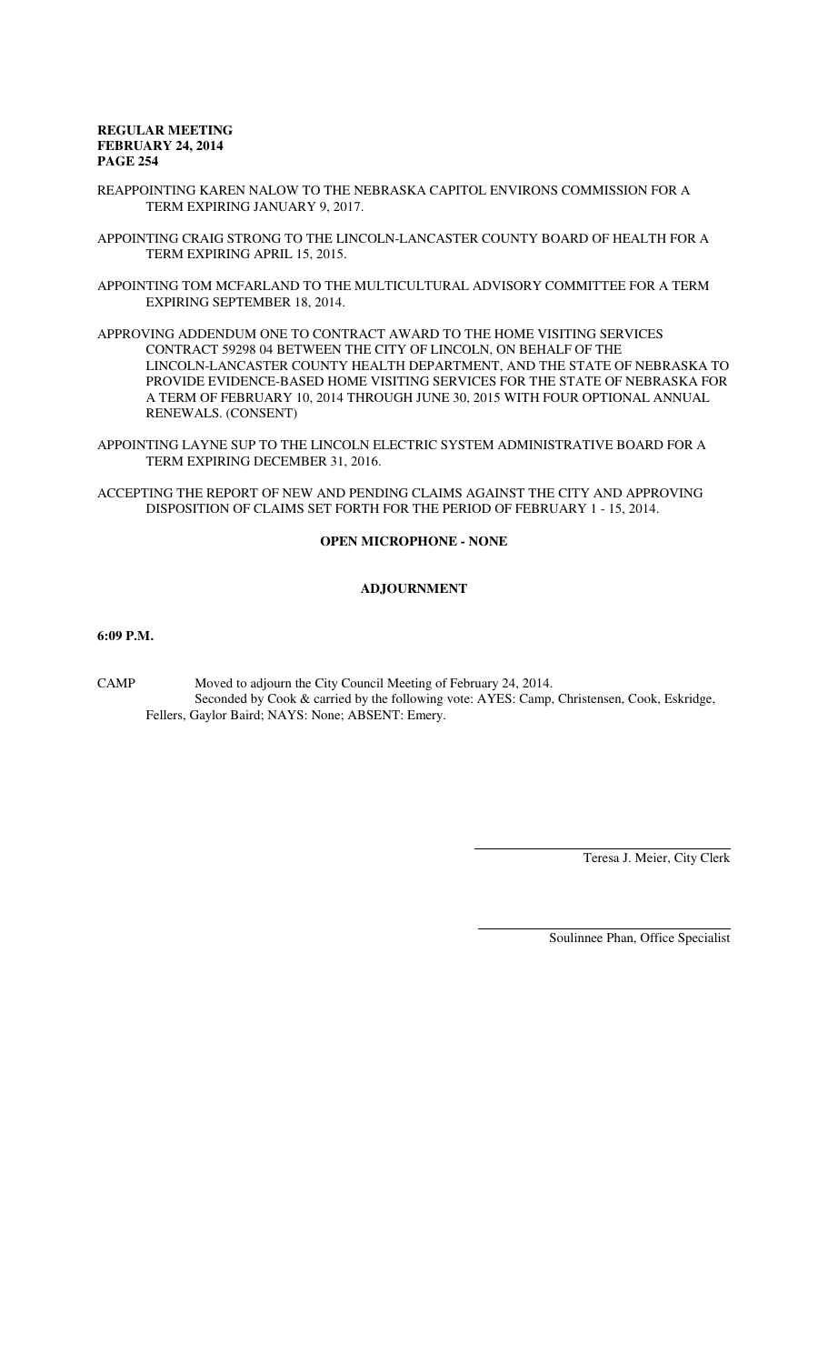REAPPOINTING KAREN NALOW TO THE NEBRASKA CAPITOL ENVIRONS COMMISSION FOR A TERM EXPIRING JANUARY 9, 2017.

APPOINTING CRAIG STRONG TO THE LINCOLN-LANCASTER COUNTY BOARD OF HEALTH FOR A TERM EXPIRING APRIL 15, 2015.

APPOINTING TOM MCFARLAND TO THE MULTICULTURAL ADVISORY COMMITTEE FOR A TERM EXPIRING SEPTEMBER 18, 2014.

APPROVING ADDENDUM ONE TO CONTRACT AWARD TO THE HOME VISITING SERVICES CONTRACT 59298 04 BETWEEN THE CITY OF LINCOLN, ON BEHALF OF THE LINCOLN-LANCASTER COUNTY HEALTH DEPARTMENT, AND THE STATE OF NEBRASKA TO PROVIDE EVIDENCE-BASED HOME VISITING SERVICES FOR THE STATE OF NEBRASKA FOR A TERM OF FEBRUARY 10, 2014 THROUGH JUNE 30, 2015 WITH FOUR OPTIONAL ANNUAL RENEWALS. (CONSENT)

APPOINTING LAYNE SUP TO THE LINCOLN ELECTRIC SYSTEM ADMINISTRATIVE BOARD FOR A TERM EXPIRING DECEMBER 31, 2016.

ACCEPTING THE REPORT OF NEW AND PENDING CLAIMS AGAINST THE CITY AND APPROVING DISPOSITION OF CLAIMS SET FORTH FOR THE PERIOD OF FEBRUARY 1 - 15, 2014.

**OPEN MICROPHONE - NONE**

**ADJOURNMENT**

**6:09 P.M.**

CAMP Moved to adjourn the City Council Meeting of February 24, 2014.
Seconded by Cook & carried by the following vote: AYES: Camp, Christensen, Cook, Eskridge, Fellers, Gaylor Baird; NAYS: None; ABSENT: Emery.

Teresa J. Meier, City Clerk

Soulinnee Phan, Office Specialist